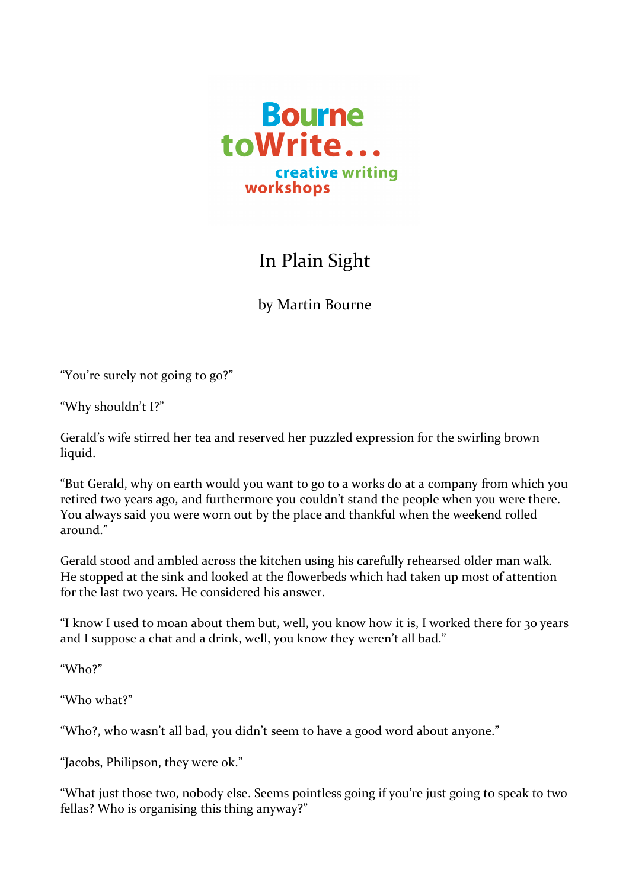Bourne toWrite...

creative writing workshops

# In Plain Sight

by Martin Bourne

"You're surely not going to go?"

"Why shouldn't I?"

Gerald's wife stirred her tea and reserved her puzzled expression for the swirling brown liquid.

"But Gerald, why on earth would you want to go to a works do at a company from which you retired two years ago, and furthermore you couldn't stand the people when you were there. You always said you were worn out by the place and thankful when the weekend rolled around."

Gerald stood and ambled across the kitchen using his carefully rehearsed older man walk. He stopped at the sink and looked at the flowerbeds which had taken up most of attention for the last two years. He considered his answer.

"I know I used to moan about them but, well, you know how it is, I worked there for 30 years and I suppose a chat and a drink, well, you know they weren't all bad."

"Who?"

"Who what?"

"Who?, who wasn't all bad, you didn't seem to have a good word about anyone."

"Jacobs, Philipson, they were ok."

"What just those two, nobody else. Seems pointless going if you're just going to speak to two fellas? Who is organising this thing anyway?"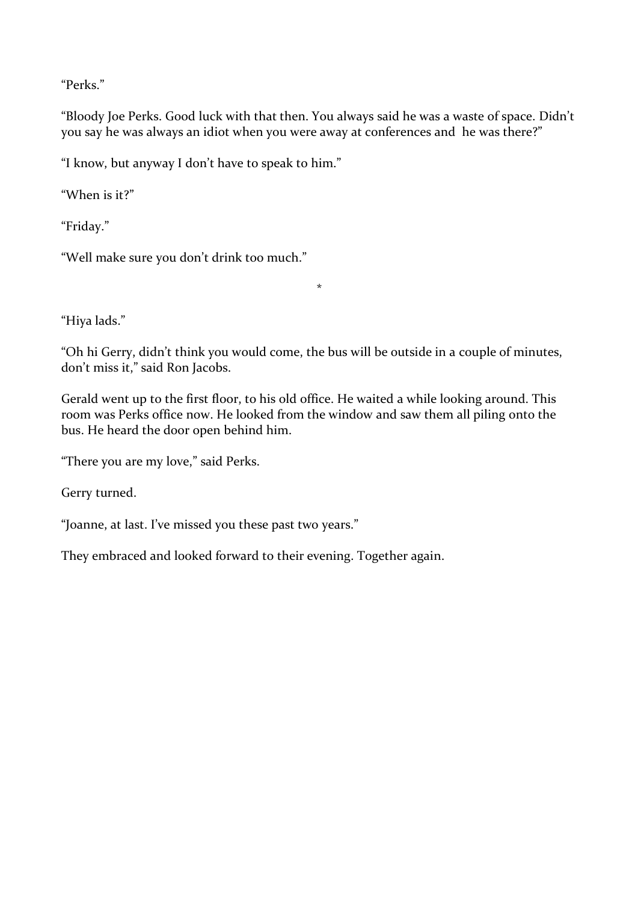“Perks.”

“Bloody Joe Perks. Good luck with that then. You always said he was a waste of space. Didn’t you say he was always an idiot when you were away at conferences and he was there?”

“I know, but anyway I don’t have to speak to him.”

“When is it?”

“Friday.”

“Well make sure you don’t drink too much.”

*

“Hiya lads.”

“Oh hi Gerry, didn’t think you would come, the bus will be outside in a couple of minutes, don’t miss it,” said Ron Jacobs.

Gerald went up to the first floor, to his old office. He waited a while looking around. This room was Perks office now. He looked from the window and saw them all piling onto the bus. He heard the door open behind him.

“There you are my love,” said Perks.

Gerry turned.

“Joanne, at last. I’ve missed you these past two years.”

They embraced and looked forward to their evening. Together again.